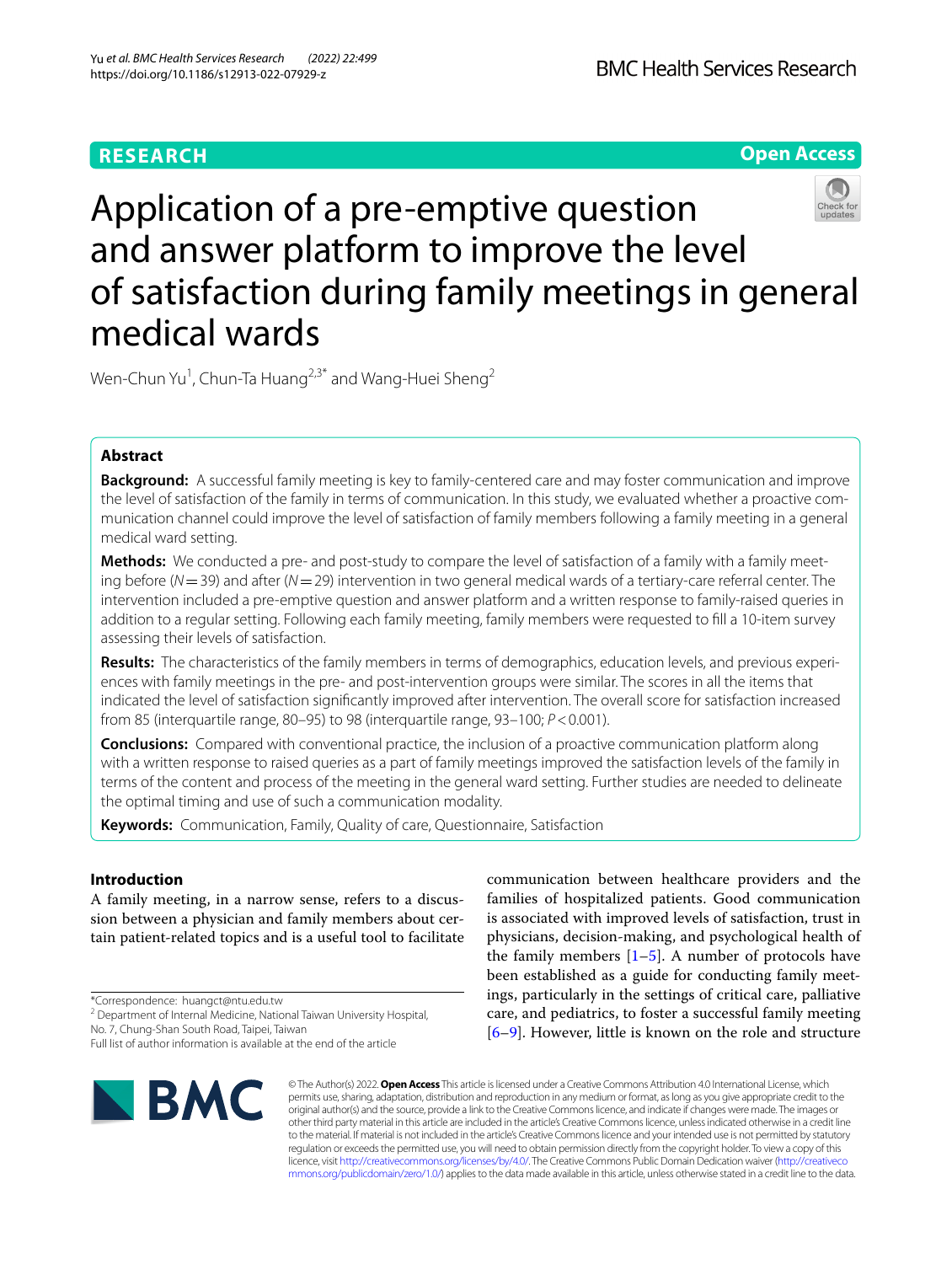**RESEARCH** **Open Access**

# Application of a pre-emptive question and answer platform to improve the level of satisfaction during family meetings in general medical wards

Wen-Chun Yu[1], Chun-Ta Huang[2,3*] and Wang-Huei Sheng[2]

## Abstract

**Background:** A successful family meeting is key to family-centered care and may foster communication and improve the level of satisfaction of the family in terms of communication. In this study, we evaluated whether a proactive communication channel could improve the level of satisfaction of family members following a family meeting in a general medical ward setting.

**Methods:** We conducted a pre- and post-study to compare the level of satisfaction of a family with a family meeting before ($N = 39$) and after ($N = 29$) intervention in two general medical wards of a tertiary-care referral center. The intervention included a pre-emptive question and answer platform and a written response to family-raised queries in addition to a regular setting. Following each family meeting, family members were requested to fill a 10-item survey assessing their levels of satisfaction.

**Results:** The characteristics of the family members in terms of demographics, education levels, and previous experiences with family meetings in the pre- and post-intervention groups were similar. The scores in all the items that indicated the level of satisfaction significantly improved after intervention. The overall score for satisfaction increased from 85 (interquartile range, 80–95) to 98 (interquartile range, 93–100; $P < 0.001$).

**Conclusions:** Compared with conventional practice, the inclusion of a proactive communication platform along with a written response to raised queries as a part of family meetings improved the satisfaction levels of the family in terms of the content and process of the meeting in the general ward setting. Further studies are needed to delineate the optimal timing and use of such a communication modality.

**Keywords:** Communication, Family, Quality of care, Questionnaire, Satisfaction

## Introduction

A family meeting, in a narrow sense, refers to a discussion between a physician and family members about certain patient-related topics and is a useful tool to facilitate communication between healthcare providers and the families of hospitalized patients. Good communication is associated with improved levels of satisfaction, trust in physicians, decision-making, and psychological health of the family members [1–5]. A number of protocols have been established as a guide for conducting family meetings, particularly in the settings of critical care, palliative care, and pediatrics, to foster a successful family meeting [6–9]. However, little is known on the role and structure

*Correspondence: huangct@ntu.edu.tw
[2] Department of Internal Medicine, National Taiwan University Hospital, No. 7, Chung-Shan South Road, Taipei, Taiwan
Full list of author information is available at the end of the article

© The Author(s) 2022. **Open Access** This article is licensed under a Creative Commons Attribution 4.0 International License, which permits use, sharing, adaptation, distribution and reproduction in any medium or format, as long as you give appropriate credit to the original author(s) and the source, provide a link to the Creative Commons licence, and indicate if changes were made. The images or other third party material in this article are included in the article's Creative Commons licence, unless indicated otherwise in a credit line to the material. If material is not included in the article's Creative Commons licence and your intended use is not permitted by statutory regulation or exceeds the permitted use, you will need to obtain permission directly from the copyright holder. To view a copy of this licence, visit http://creativecommons.org/licenses/by/4.0/. The Creative Commons Public Domain Dedication waiver (http://creativecommons.org/publicdomain/zero/1.0/) applies to the data made available in this article, unless otherwise stated in a credit line to the data.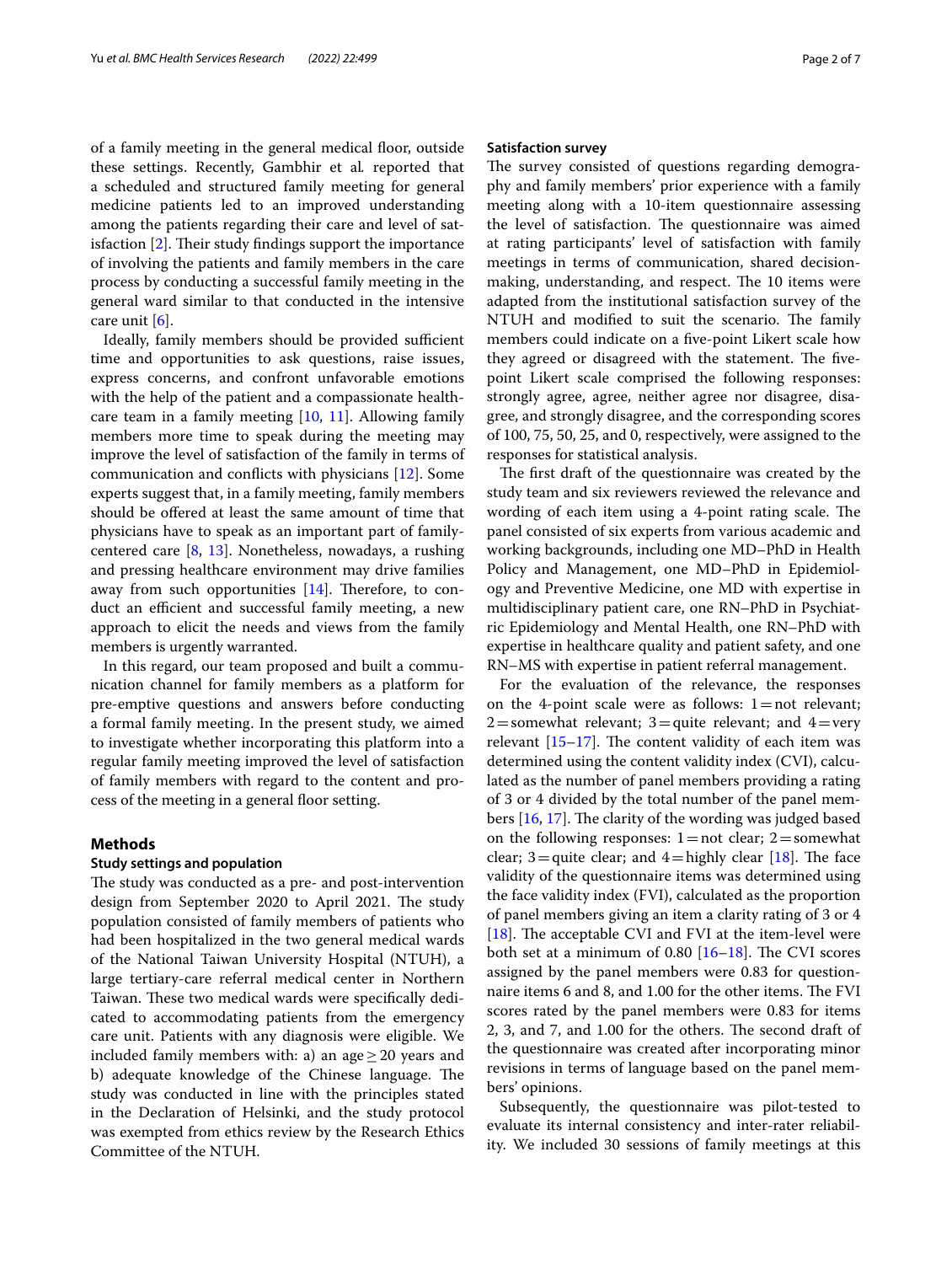of a family meeting in the general medical floor, outside these settings. Recently, Gambhir et al. reported that a scheduled and structured family meeting for general medicine patients led to an improved understanding among the patients regarding their care and level of satisfaction [2]. Their study findings support the importance of involving the patients and family members in the care process by conducting a successful family meeting in the general ward similar to that conducted in the intensive care unit [6].

Ideally, family members should be provided sufficient time and opportunities to ask questions, raise issues, express concerns, and confront unfavorable emotions with the help of the patient and a compassionate healthcare team in a family meeting [10, 11]. Allowing family members more time to speak during the meeting may improve the level of satisfaction of the family in terms of communication and conflicts with physicians [12]. Some experts suggest that, in a family meeting, family members should be offered at least the same amount of time that physicians have to speak as an important part of family-centered care [8, 13]. Nonetheless, nowadays, a rushing and pressing healthcare environment may drive families away from such opportunities [14]. Therefore, to conduct an efficient and successful family meeting, a new approach to elicit the needs and views from the family members is urgently warranted.

In this regard, our team proposed and built a communication channel for family members as a platform for pre-emptive questions and answers before conducting a formal family meeting. In the present study, we aimed to investigate whether incorporating this platform into a regular family meeting improved the level of satisfaction of family members with regard to the content and process of the meeting in a general floor setting.

## Methods

### Study settings and population

The study was conducted as a pre- and post-intervention design from September 2020 to April 2021. The study population consisted of family members of patients who had been hospitalized in the two general medical wards of the National Taiwan University Hospital (NTUH), a large tertiary-care referral medical center in Northern Taiwan. These two medical wards were specifically dedicated to accommodating patients from the emergency care unit. Patients with any diagnosis were eligible. We included family members with: a) an age ≥ 20 years and b) adequate knowledge of the Chinese language. The study was conducted in line with the principles stated in the Declaration of Helsinki, and the study protocol was exempted from ethics review by the Research Ethics Committee of the NTUH.

### Satisfaction survey

The survey consisted of questions regarding demography and family members' prior experience with a family meeting along with a 10-item questionnaire assessing the level of satisfaction. The questionnaire was aimed at rating participants' level of satisfaction with family meetings in terms of communication, shared decision-making, understanding, and respect. The 10 items were adapted from the institutional satisfaction survey of the NTUH and modified to suit the scenario. The family members could indicate on a five-point Likert scale how they agreed or disagreed with the statement. The five-point Likert scale comprised the following responses: strongly agree, agree, neither agree nor disagree, disagree, and strongly disagree, and the corresponding scores of 100, 75, 50, 25, and 0, respectively, were assigned to the responses for statistical analysis.

The first draft of the questionnaire was created by the study team and six reviewers reviewed the relevance and wording of each item using a 4-point rating scale. The panel consisted of six experts from various academic and working backgrounds, including one MD–PhD in Health Policy and Management, one MD–PhD in Epidemiology and Preventive Medicine, one MD with expertise in multidisciplinary patient care, one RN–PhD in Psychiatric Epidemiology and Mental Health, one RN–PhD with expertise in healthcare quality and patient safety, and one RN–MS with expertise in patient referral management.

For the evaluation of the relevance, the responses on the 4-point scale were as follows: 1 = not relevant; 2 = somewhat relevant; 3 = quite relevant; and 4 = very relevant [15–17]. The content validity of each item was determined using the content validity index (CVI), calculated as the number of panel members providing a rating of 3 or 4 divided by the total number of the panel members [16, 17]. The clarity of the wording was judged based on the following responses: 1 = not clear; 2 = somewhat clear; 3 = quite clear; and 4 = highly clear [18]. The face validity of the questionnaire items was determined using the face validity index (FVI), calculated as the proportion of panel members giving an item a clarity rating of 3 or 4 [18]. The acceptable CVI and FVI at the item-level were both set at a minimum of 0.80 [16–18]. The CVI scores assigned by the panel members were 0.83 for questionnaire items 6 and 8, and 1.00 for the other items. The FVI scores rated by the panel members were 0.83 for items 2, 3, and 7, and 1.00 for the others. The second draft of the questionnaire was created after incorporating minor revisions in terms of language based on the panel members' opinions.

Subsequently, the questionnaire was pilot-tested to evaluate its internal consistency and inter-rater reliability. We included 30 sessions of family meetings at this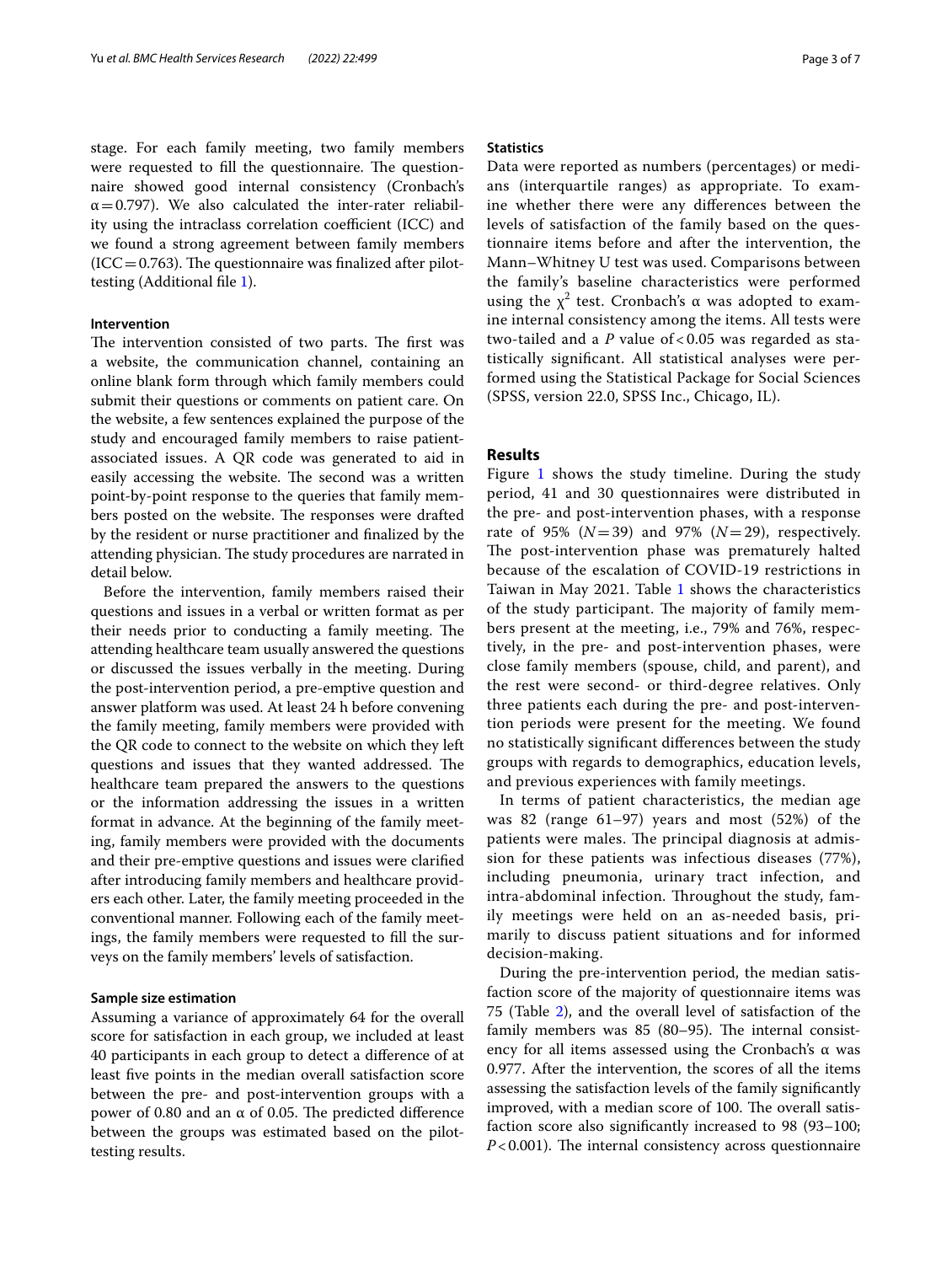stage. For each family meeting, two family members were requested to fill the questionnaire. The questionnaire showed good internal consistency (Cronbach's $\alpha = 0.797$). We also calculated the inter-rater reliability using the intraclass correlation coefficient (ICC) and we found a strong agreement between family members (ICC = 0.763). The questionnaire was finalized after pilot-testing (Additional file 1).

#### Intervention

The intervention consisted of two parts. The first was a website, the communication channel, containing an online blank form through which family members could submit their questions or comments on patient care. On the website, a few sentences explained the purpose of the study and encouraged family members to raise patient-associated issues. A QR code was generated to aid in easily accessing the website. The second was a written point-by-point response to the queries that family members posted on the website. The responses were drafted by the resident or nurse practitioner and finalized by the attending physician. The study procedures are narrated in detail below.

Before the intervention, family members raised their questions and issues in a verbal or written format as per their needs prior to conducting a family meeting. The attending healthcare team usually answered the questions or discussed the issues verbally in the meeting. During the post-intervention period, a pre-emptive question and answer platform was used. At least 24 h before convening the family meeting, family members were provided with the QR code to connect to the website on which they left questions and issues that they wanted addressed. The healthcare team prepared the answers to the questions or the information addressing the issues in a written format in advance. At the beginning of the family meeting, family members were provided with the documents and their pre-emptive questions and issues were clarified after introducing family members and healthcare providers each other. Later, the family meeting proceeded in the conventional manner. Following each of the family meetings, the family members were requested to fill the surveys on the family members' levels of satisfaction.

#### Sample size estimation

Assuming a variance of approximately 64 for the overall score for satisfaction in each group, we included at least 40 participants in each group to detect a difference of at least five points in the median overall satisfaction score between the pre- and post-intervention groups with a power of 0.80 and an $\alpha$ of 0.05. The predicted difference between the groups was estimated based on the pilot-testing results.

#### Statistics

Data were reported as numbers (percentages) or medians (interquartile ranges) as appropriate. To examine whether there were any differences between the levels of satisfaction of the family based on the questionnaire items before and after the intervention, the Mann–Whitney U test was used. Comparisons between the family's baseline characteristics were performed using the $\chi^2$ test. Cronbach's $\alpha$ was adopted to examine internal consistency among the items. All tests were two-tailed and a $P$ value of $< 0.05$ was regarded as statistically significant. All statistical analyses were performed using the Statistical Package for Social Sciences (SPSS, version 22.0, SPSS Inc., Chicago, IL).

## Results

Figure 1 shows the study timeline. During the study period, 41 and 30 questionnaires were distributed in the pre- and post-intervention phases, with a response rate of 95% ($N = 39$) and 97% ($N = 29$), respectively. The post-intervention phase was prematurely halted because of the escalation of COVID-19 restrictions in Taiwan in May 2021. Table 1 shows the characteristics of the study participant. The majority of family members present at the meeting, i.e., 79% and 76%, respectively, in the pre- and post-intervention phases, were close family members (spouse, child, and parent), and the rest were second- or third-degree relatives. Only three patients each during the pre- and post-intervention periods were present for the meeting. We found no statistically significant differences between the study groups with regards to demographics, education levels, and previous experiences with family meetings.

In terms of patient characteristics, the median age was 82 (range 61–97) years and most (52%) of the patients were males. The principal diagnosis at admission for these patients was infectious diseases (77%), including pneumonia, urinary tract infection, and intra-abdominal infection. Throughout the study, family meetings were held on an as-needed basis, primarily to discuss patient situations and for informed decision-making.

During the pre-intervention period, the median satisfaction score of the majority of questionnaire items was 75 (Table 2), and the overall level of satisfaction of the family members was 85 (80–95). The internal consistency for all items assessed using the Cronbach's $\alpha$ was 0.977. After the intervention, the scores of all the items assessing the satisfaction levels of the family significantly improved, with a median score of 100. The overall satisfaction score also significantly increased to 98 (93–100; $P < 0.001$). The internal consistency across questionnaire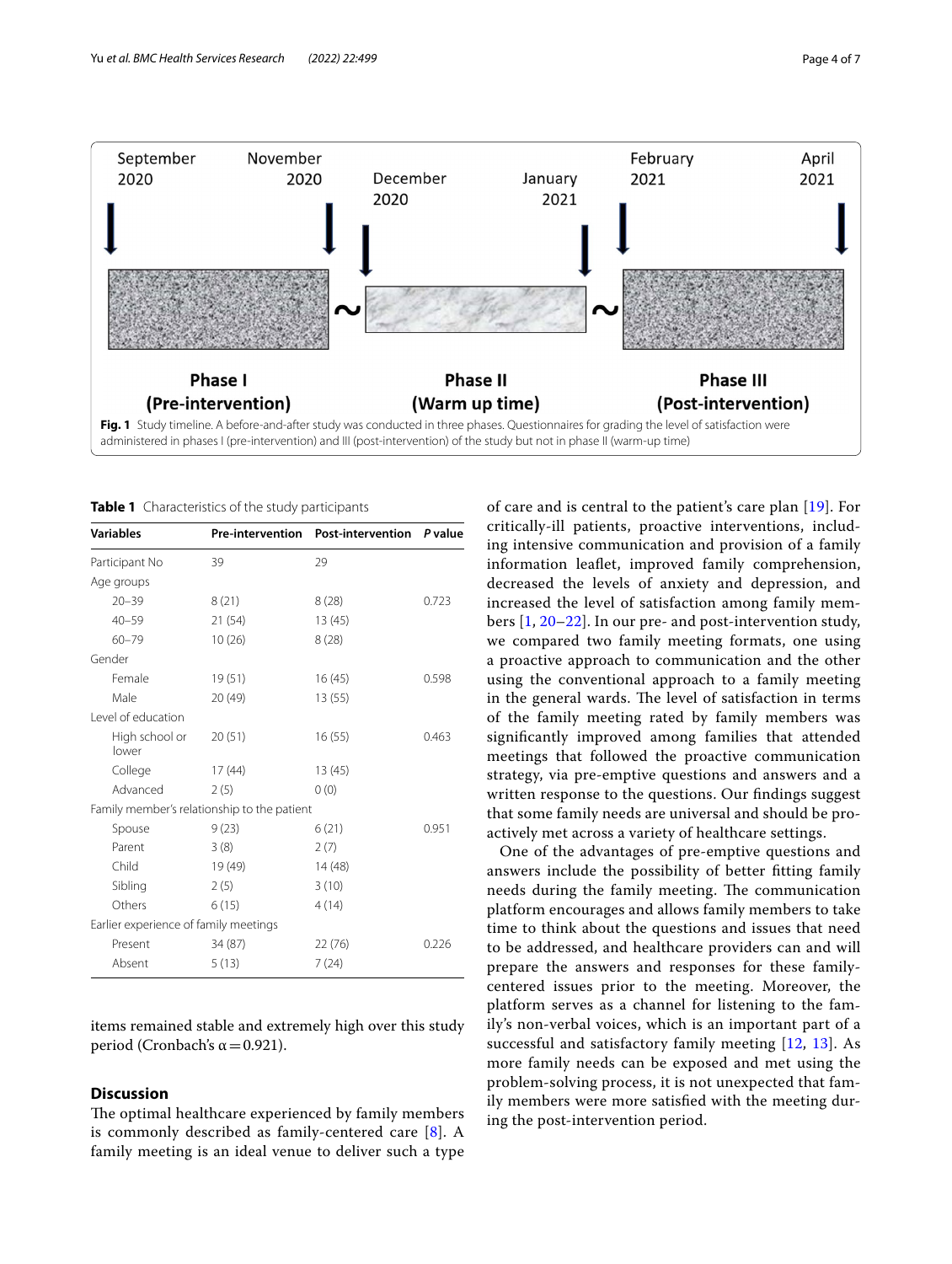September 2020 | November 2020 | December 2020 | January 2021 | February 2021 | April 2021

Phase I (Pre-intervention) ~ Phase II (Warm up time) ~ Phase III (Post-intervention)

**Fig. 1** Study timeline. A before-and-after study was conducted in three phases. Questionnaires for grading the level of satisfaction were administered in phases I (pre-intervention) and III (post-intervention) of the study but not in phase II (warm-up time)

**Table 1** Characteristics of the study participants

| Variables | Pre-intervention | Post-intervention | *P* value |
|---|---|---|---|
| Participant No | 39 | 29 | |
| Age groups | | | |
| 20–39 | 8 (21) | 8 (28) | 0.723 |
| 40–59 | 21 (54) | 13 (45) | |
| 60–79 | 10 (26) | 8 (28) | |
| Gender | | | |
| Female | 19 (51) | 16 (45) | 0.598 |
| Male | 20 (49) | 13 (55) | |
| Level of education | | | |
| High school or lower | 20 (51) | 16 (55) | 0.463 |
| College | 17 (44) | 13 (45) | |
| Advanced | 2 (5) | 0 (0) | |
| Family member's relationship to the patient | | | |
| Spouse | 9 (23) | 6 (21) | 0.951 |
| Parent | 3 (8) | 2 (7) | |
| Child | 19 (49) | 14 (48) | |
| Sibling | 2 (5) | 3 (10) | |
| Others | 6 (15) | 4 (14) | |
| Earlier experience of family meetings | | | |
| Present | 34 (87) | 22 (76) | 0.226 |
| Absent | 5 (13) | 7 (24) | |

items remained stable and extremely high over this study period (Cronbach's $\alpha = 0.921$).

## Discussion

The optimal healthcare experienced by family members is commonly described as family-centered care [8]. A family meeting is an ideal venue to deliver such a type of care and is central to the patient's care plan [19]. For critically-ill patients, proactive interventions, including intensive communication and provision of a family information leaflet, improved family comprehension, decreased the levels of anxiety and depression, and increased the level of satisfaction among family members [1, 20–22]. In our pre- and post-intervention study, we compared two family meeting formats, one using a proactive approach to communication and the other using the conventional approach to a family meeting in the general wards. The level of satisfaction in terms of the family meeting rated by family members was significantly improved among families that attended meetings that followed the proactive communication strategy, via pre-emptive questions and answers and a written response to the questions. Our findings suggest that some family needs are universal and should be proactively met across a variety of healthcare settings.

One of the advantages of pre-emptive questions and answers include the possibility of better fitting family needs during the family meeting. The communication platform encourages and allows family members to take time to think about the questions and issues that need to be addressed, and healthcare providers can and will prepare the answers and responses for these family-centered issues prior to the meeting. Moreover, the platform serves as a channel for listening to the family's non-verbal voices, which is an important part of a successful and satisfactory family meeting [12, 13]. As more family needs can be exposed and met using the problem-solving process, it is not unexpected that family members were more satisfied with the meeting during the post-intervention period.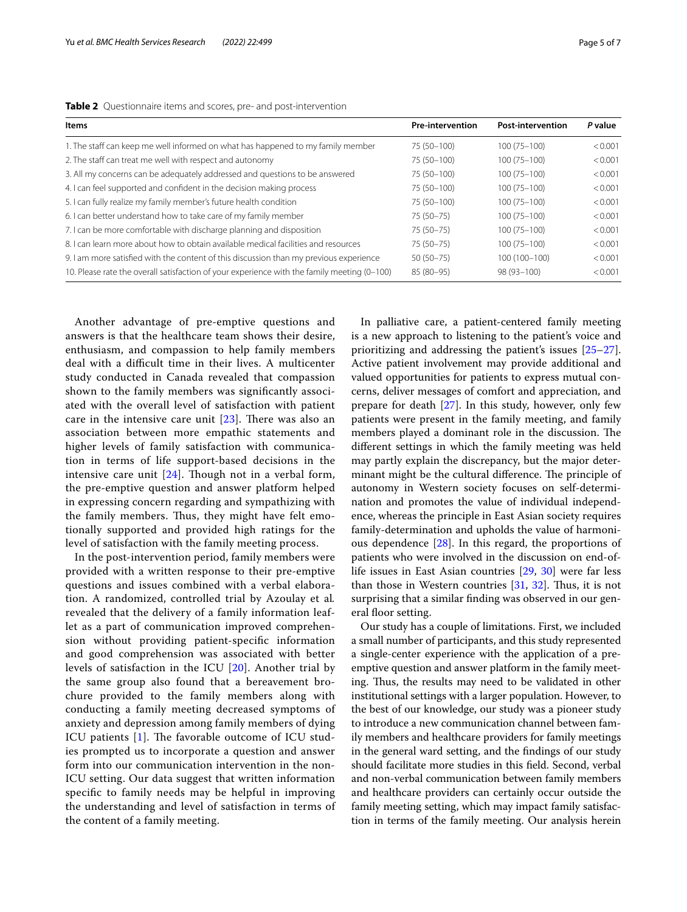**Table 2** Questionnaire items and scores, pre- and post-intervention

| Items | Pre-intervention | Post-intervention | *P* value |
|---|---|---|---|
| 1. The staff can keep me well informed on what has happened to my family member | 75 (50–100) | 100 (75–100) | < 0.001 |
| 2. The staff can treat me well with respect and autonomy | 75 (50–100) | 100 (75–100) | < 0.001 |
| 3. All my concerns can be adequately addressed and questions to be answered | 75 (50–100) | 100 (75–100) | < 0.001 |
| 4. I can feel supported and confident in the decision making process | 75 (50–100) | 100 (75–100) | < 0.001 |
| 5. I can fully realize my family member's future health condition | 75 (50–100) | 100 (75–100) | < 0.001 |
| 6. I can better understand how to take care of my family member | 75 (50–75) | 100 (75–100) | < 0.001 |
| 7. I can be more comfortable with discharge planning and disposition | 75 (50–75) | 100 (75–100) | < 0.001 |
| 8. I can learn more about how to obtain available medical facilities and resources | 75 (50–75) | 100 (75–100) | < 0.001 |
| 9. I am more satisfied with the content of this discussion than my previous experience | 50 (50–75) | 100 (100–100) | < 0.001 |
| 10. Please rate the overall satisfaction of your experience with the family meeting (0–100) | 85 (80–95) | 98 (93–100) | < 0.001 |

Another advantage of pre-emptive questions and answers is that the healthcare team shows their desire, enthusiasm, and compassion to help family members deal with a difficult time in their lives. A multicenter study conducted in Canada revealed that compassion shown to the family members was significantly associated with the overall level of satisfaction with patient care in the intensive care unit [23]. There was also an association between more empathic statements and higher levels of family satisfaction with communication in terms of life support-based decisions in the intensive care unit [24]. Though not in a verbal form, the pre-emptive question and answer platform helped in expressing concern regarding and sympathizing with the family members. Thus, they might have felt emotionally supported and provided high ratings for the level of satisfaction with the family meeting process.

In the post-intervention period, family members were provided with a written response to their pre-emptive questions and issues combined with a verbal elaboration. A randomized, controlled trial by Azoulay et al*.* revealed that the delivery of a family information leaflet as a part of communication improved comprehension without providing patient-specific information and good comprehension was associated with better levels of satisfaction in the ICU [20]. Another trial by the same group also found that a bereavement brochure provided to the family members along with conducting a family meeting decreased symptoms of anxiety and depression among family members of dying ICU patients [1]. The favorable outcome of ICU studies prompted us to incorporate a question and answer form into our communication intervention in the non-ICU setting. Our data suggest that written information specific to family needs may be helpful in improving the understanding and level of satisfaction in terms of the content of a family meeting.

In palliative care, a patient-centered family meeting is a new approach to listening to the patient's voice and prioritizing and addressing the patient's issues [25–27]. Active patient involvement may provide additional and valued opportunities for patients to express mutual concerns, deliver messages of comfort and appreciation, and prepare for death [27]. In this study, however, only few patients were present in the family meeting, and family members played a dominant role in the discussion. The different settings in which the family meeting was held may partly explain the discrepancy, but the major determinant might be the cultural difference. The principle of autonomy in Western society focuses on self-determination and promotes the value of individual independence, whereas the principle in East Asian society requires family-determination and upholds the value of harmonious dependence [28]. In this regard, the proportions of patients who were involved in the discussion on end-of-life issues in East Asian countries [29, 30] were far less than those in Western countries [31, 32]. Thus, it is not surprising that a similar finding was observed in our general floor setting.

Our study has a couple of limitations. First, we included a small number of participants, and this study represented a single-center experience with the application of a pre-emptive question and answer platform in the family meeting. Thus, the results may need to be validated in other institutional settings with a larger population. However, to the best of our knowledge, our study was a pioneer study to introduce a new communication channel between family members and healthcare providers for family meetings in the general ward setting, and the findings of our study should facilitate more studies in this field. Second, verbal and non-verbal communication between family members and healthcare providers can certainly occur outside the family meeting setting, which may impact family satisfaction in terms of the family meeting. Our analysis herein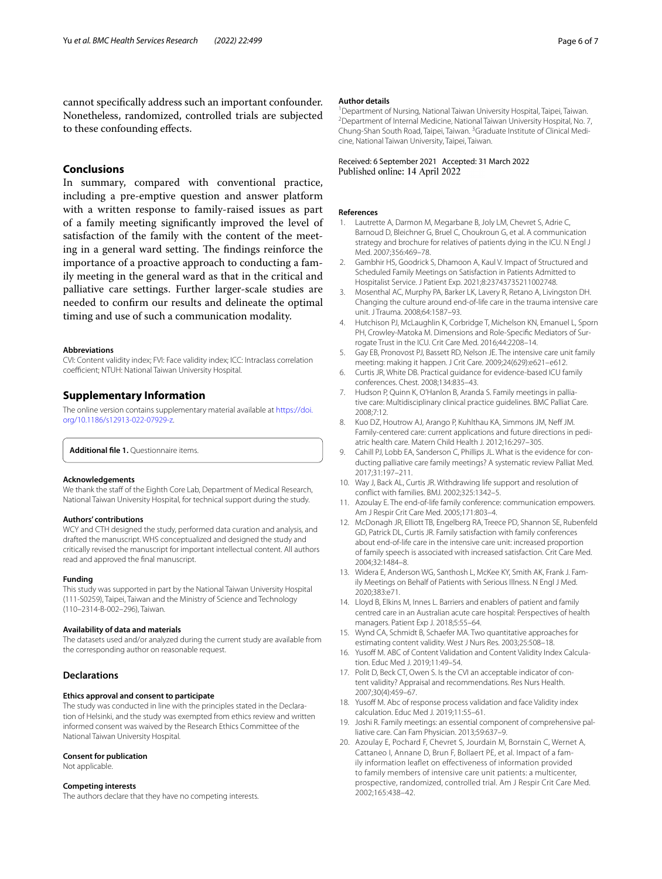cannot specifically address such an important confounder. Nonetheless, randomized, controlled trials are subjected to these confounding effects.

## Conclusions

In summary, compared with conventional practice, including a pre-emptive question and answer platform with a written response to family-raised issues as part of a family meeting significantly improved the level of satisfaction of the family with the content of the meeting in a general ward setting. The findings reinforce the importance of a proactive approach to conducting a family meeting in the general ward as that in the critical and palliative care settings. Further larger-scale studies are needed to confirm our results and delineate the optimal timing and use of such a communication modality.

#### Abbreviations

CVI: Content validity index; FVI: Face validity index; ICC: Intraclass correlation coefficient; NTUH: National Taiwan University Hospital.

## Supplementary Information

The online version contains supplementary material available at https://doi.org/10.1186/s12913-022-07929-z.

**Additional file 1.** Questionnaire items.

#### Acknowledgements

We thank the staff of the Eighth Core Lab, Department of Medical Research, National Taiwan University Hospital, for technical support during the study.

#### Authors' contributions

WCY and CTH designed the study, performed data curation and analysis, and drafted the manuscript. WHS conceptualized and designed the study and critically revised the manuscript for important intellectual content. All authors read and approved the final manuscript.

#### Funding

This study was supported in part by the National Taiwan University Hospital (111-S0259), Taipei, Taiwan and the Ministry of Science and Technology (110–2314-B-002–296), Taiwan.

#### Availability of data and materials

The datasets used and/or analyzed during the current study are available from the corresponding author on reasonable request.

## Declarations

#### Ethics approval and consent to participate

The study was conducted in line with the principles stated in the Declaration of Helsinki, and the study was exempted from ethics review and written informed consent was waived by the Research Ethics Committee of the National Taiwan University Hospital.

#### Consent for publication

Not applicable.

#### Competing interests

The authors declare that they have no competing interests.

#### Author details

[1]Department of Nursing, National Taiwan University Hospital, Taipei, Taiwan. [2]Department of Internal Medicine, National Taiwan University Hospital, No. 7, Chung-Shan South Road, Taipei, Taiwan. [3]Graduate Institute of Clinical Medicine, National Taiwan University, Taipei, Taiwan.

Received: 6 September 2021 Accepted: 31 March 2022
Published online: 14 April 2022

#### References

1. Lautrette A, Darmon M, Megarbane B, Joly LM, Chevret S, Adrie C, Barnoud D, Bleichner G, Bruel C, Choukroun G, et al. A communication strategy and brochure for relatives of patients dying in the ICU. N Engl J Med. 2007;356:469–78.
2. Gambhir HS, Goodrick S, Dhamoon A, Kaul V. Impact of Structured and Scheduled Family Meetings on Satisfaction in Patients Admitted to Hospitalist Service. J Patient Exp. 2021;8:23743735211002748.
3. Mosenthal AC, Murphy PA, Barker LK, Lavery R, Retano A, Livingston DH. Changing the culture around end-of-life care in the trauma intensive care unit. J Trauma. 2008;64:1587–93.
4. Hutchison PJ, McLaughlin K, Corbridge T, Michelson KN, Emanuel L, Sporn PH, Crowley-Matoka M. Dimensions and Role-Specific Mediators of Surrogate Trust in the ICU. Crit Care Med. 2016;44:2208–14.
5. Gay EB, Pronovost PJ, Bassett RD, Nelson JE. The intensive care unit family meeting: making it happen. J Crit Care. 2009;24(629):e621–e612.
6. Curtis JR, White DB. Practical guidance for evidence-based ICU family conferences. Chest. 2008;134:835–43.
7. Hudson P, Quinn K, O'Hanlon B, Aranda S. Family meetings in palliative care: Multidisciplinary clinical practice guidelines. BMC Palliat Care. 2008;7:12.
8. Kuo DZ, Houtrow AJ, Arango P, Kuhlthau KA, Simmons JM, Neff JM. Family-centered care: current applications and future directions in pediatric health care. Matern Child Health J. 2012;16:297–305.
9. Cahill PJ, Lobb EA, Sanderson C, Phillips JL. What is the evidence for conducting palliative care family meetings? A systematic review Palliat Med. 2017;31:197–211.
10. Way J, Back AL, Curtis JR. Withdrawing life support and resolution of conflict with families. BMJ. 2002;325:1342–5.
11. Azoulay E. The end-of-life family conference: communication empowers. Am J Respir Crit Care Med. 2005;171:803–4.
12. McDonagh JR, Elliott TB, Engelberg RA, Treece PD, Shannon SE, Rubenfeld GD, Patrick DL, Curtis JR. Family satisfaction with family conferences about end-of-life care in the intensive care unit: increased proportion of family speech is associated with increased satisfaction. Crit Care Med. 2004;32:1484–8.
13. Widera E, Anderson WG, Santhosh L, McKee KY, Smith AK, Frank J. Family Meetings on Behalf of Patients with Serious Illness. N Engl J Med. 2020;383:e71.
14. Lloyd B, Elkins M, Innes L. Barriers and enablers of patient and family centred care in an Australian acute care hospital: Perspectives of health managers. Patient Exp J. 2018;5:55–64.
15. Wynd CA, Schmidt B, Schaefer MA. Two quantitative approaches for estimating content validity. West J Nurs Res. 2003;25:508–18.
16. Yusoff M. ABC of Content Validation and Content Validity Index Calculation. Educ Med J. 2019;11:49–54.
17. Polit D, Beck CT, Owen S. Is the CVI an acceptable indicator of content validity? Appraisal and recommendations. Res Nurs Health. 2007;30(4):459–67.
18. Yusoff M. Abc of response process validation and face Validity index calculation. Educ Med J. 2019;11:55–61.
19. Joshi R. Family meetings: an essential component of comprehensive palliative care. Can Fam Physician. 2013;59:637–9.
20. Azoulay E, Pochard F, Chevret S, Jourdain M, Bornstain C, Wernet A, Cattaneo I, Annane D, Brun F, Bollaert PE, et al. Impact of a family information leaflet on effectiveness of information provided to family members of intensive care unit patients: a multicenter, prospective, randomized, controlled trial. Am J Respir Crit Care Med. 2002;165:438–42.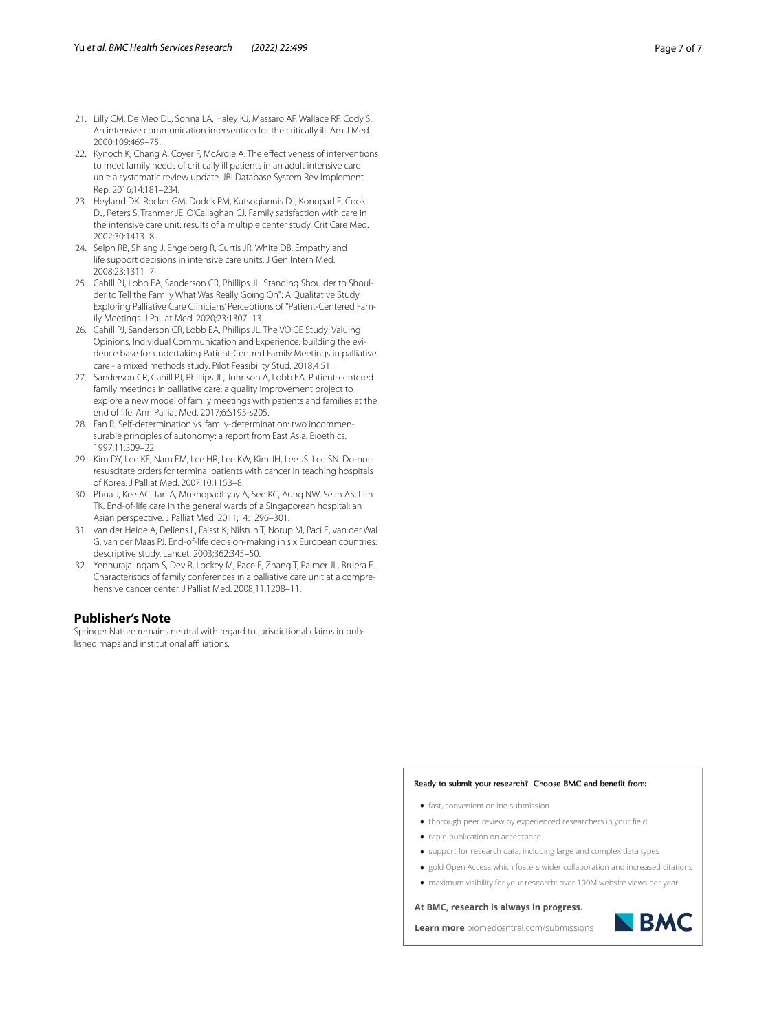21. Lilly CM, De Meo DL, Sonna LA, Haley KJ, Massaro AF, Wallace RF, Cody S. An intensive communication intervention for the critically ill. Am J Med. 2000;109:469–75.
22. Kynoch K, Chang A, Coyer F, McArdle A. The effectiveness of interventions to meet family needs of critically ill patients in an adult intensive care unit: a systematic review update. JBI Database System Rev Implement Rep. 2016;14:181–234.
23. Heyland DK, Rocker GM, Dodek PM, Kutsogiannis DJ, Konopad E, Cook DJ, Peters S, Tranmer JE, O'Callaghan CJ. Family satisfaction with care in the intensive care unit: results of a multiple center study. Crit Care Med. 2002;30:1413–8.
24. Selph RB, Shiang J, Engelberg R, Curtis JR, White DB. Empathy and life support decisions in intensive care units. J Gen Intern Med. 2008;23:1311–7.
25. Cahill PJ, Lobb EA, Sanderson CR, Phillips JL. Standing Shoulder to Shoulder to Tell the Family What Was Really Going On": A Qualitative Study Exploring Palliative Care Clinicians' Perceptions of "Patient-Centered Family Meetings. J Palliat Med. 2020;23:1307–13.
26. Cahill PJ, Sanderson CR, Lobb EA, Phillips JL. The VOICE Study: Valuing Opinions, Individual Communication and Experience: building the evidence base for undertaking Patient-Centred Family Meetings in palliative care - a mixed methods study. Pilot Feasibility Stud. 2018;4:51.
27. Sanderson CR, Cahill PJ, Phillips JL, Johnson A, Lobb EA. Patient-centered family meetings in palliative care: a quality improvement project to explore a new model of family meetings with patients and families at the end of life. Ann Palliat Med. 2017;6:S195-s205.
28. Fan R. Self-determination vs. family-determination: two incommensurable principles of autonomy: a report from East Asia. Bioethics. 1997;11:309–22.
29. Kim DY, Lee KE, Nam EM, Lee HR, Lee KW, Kim JH, Lee JS, Lee SN. Do-not-resuscitate orders for terminal patients with cancer in teaching hospitals of Korea. J Palliat Med. 2007;10:1153–8.
30. Phua J, Kee AC, Tan A, Mukhopadhyay A, See KC, Aung NW, Seah AS, Lim TK. End-of-life care in the general wards of a Singaporean hospital: an Asian perspective. J Palliat Med. 2011;14:1296–301.
31. van der Heide A, Deliens L, Faisst K, Nilstun T, Norup M, Paci E, van der Wal G, van der Maas PJ. End-of-life decision-making in six European countries: descriptive study. Lancet. 2003;362:345–50.
32. Yennurajalingam S, Dev R, Lockey M, Pace E, Zhang T, Palmer JL, Bruera E. Characteristics of family conferences in a palliative care unit at a comprehensive cancer center. J Palliat Med. 2008;11:1208–11.

## Publisher's Note

Springer Nature remains neutral with regard to jurisdictional claims in published maps and institutional affiliations.

Ready to submit your research? Choose BMC and benefit from:

- fast, convenient online submission
- thorough peer review by experienced researchers in your field
- rapid publication on acceptance
- support for research data, including large and complex data types
- gold Open Access which fosters wider collaboration and increased citations
- maximum visibility for your research: over 100M website views per year

**At BMC, research is always in progress.**

**Learn more** biomedcentral.com/submissions

BMC